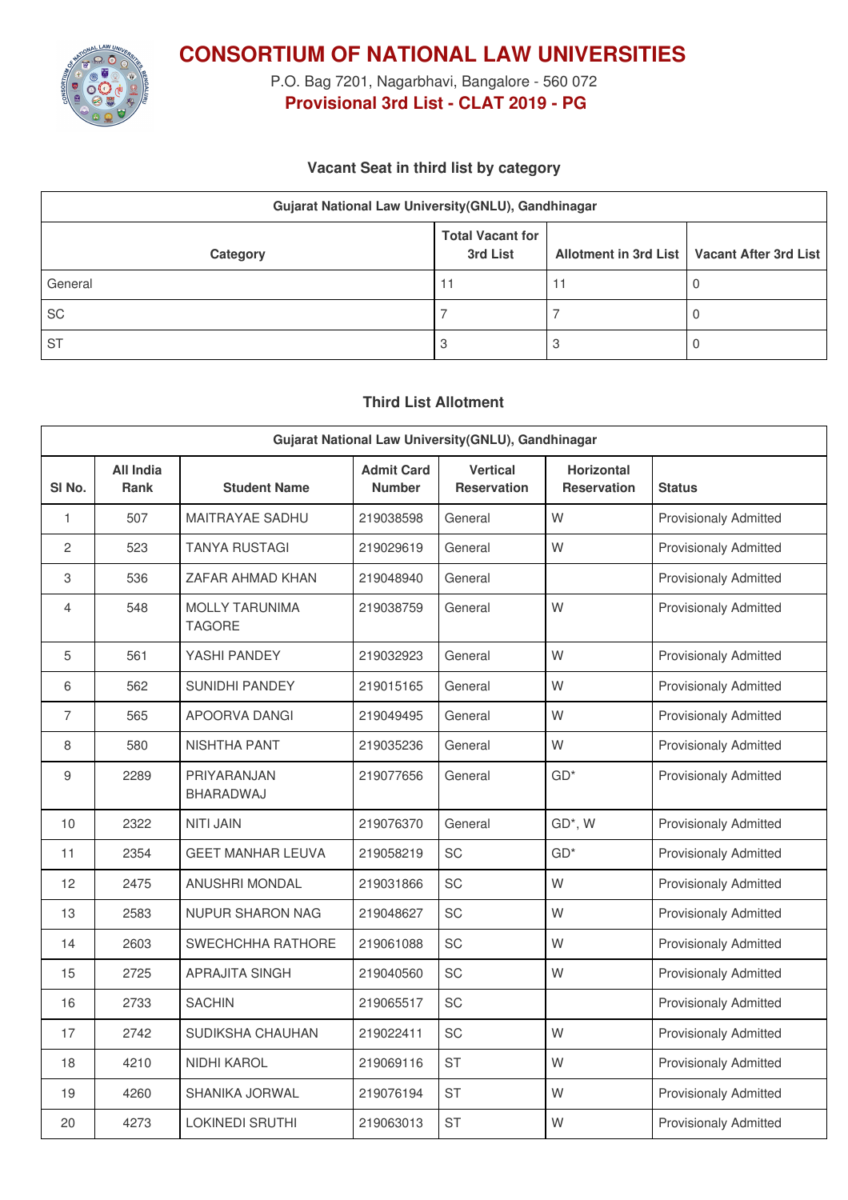# CONSORTIUM OF NATIONAL LAW UNIVERSITIES

P.O. Bag 7201, Nagarbhavi, Bangalore - 560 072

**Provisional 3rd List - CLAT 2019 - PG**

### Vacant Seat in third list by category

| Gujarat National Law University(GNLU), Gandhinagar | | | |
|---|---|---|---|
| **Category** | **Total Vacant for 3rd List** | **Allotment in 3rd List** | **Vacant After 3rd List** |
| General | 11 | 11 | 0 |
| SC | 7 | 7 | 0 |
| ST | 3 | 3 | 0 |

### Third List Allotment

| Gujarat National Law University(GNLU), Gandhinagar | | | | | | |
|---|---|---|---|---|---|---|
| **Sl No.** | **All India Rank** | **Student Name** | **Admit Card Number** | **Vertical Reservation** | **Horizontal Reservation** | **Status** |
| 1 | 507 | MAITRAYAE SADHU | 219038598 | General | W | Provisionaly Admitted |
| 2 | 523 | TANYA RUSTAGI | 219029619 | General | W | Provisionaly Admitted |
| 3 | 536 | ZAFAR AHMAD KHAN | 219048940 | General | | Provisionaly Admitted |
| 4 | 548 | MOLLY TARUNIMA TAGORE | 219038759 | General | W | Provisionaly Admitted |
| 5 | 561 | YASHI PANDEY | 219032923 | General | W | Provisionaly Admitted |
| 6 | 562 | SUNIDHI PANDEY | 219015165 | General | W | Provisionaly Admitted |
| 7 | 565 | APOORVA DANGI | 219049495 | General | W | Provisionaly Admitted |
| 8 | 580 | NISHTHA PANT | 219035236 | General | W | Provisionaly Admitted |
| 9 | 2289 | PRIYARANJAN BHARADWAJ | 219077656 | General | GD* | Provisionaly Admitted |
| 10 | 2322 | NITI JAIN | 219076370 | General | GD*, W | Provisionaly Admitted |
| 11 | 2354 | GEET MANHAR LEUVA | 219058219 | SC | GD* | Provisionaly Admitted |
| 12 | 2475 | ANUSHRI MONDAL | 219031866 | SC | W | Provisionaly Admitted |
| 13 | 2583 | NUPUR SHARON NAG | 219048627 | SC | W | Provisionaly Admitted |
| 14 | 2603 | SWECHCHHA RATHORE | 219061088 | SC | W | Provisionaly Admitted |
| 15 | 2725 | APRAJITA SINGH | 219040560 | SC | W | Provisionaly Admitted |
| 16 | 2733 | SACHIN | 219065517 | SC | | Provisionaly Admitted |
| 17 | 2742 | SUDIKSHA CHAUHAN | 219022411 | SC | W | Provisionaly Admitted |
| 18 | 4210 | NIDHI KAROL | 219069116 | ST | W | Provisionaly Admitted |
| 19 | 4260 | SHANIKA JORWAL | 219076194 | ST | W | Provisionaly Admitted |
| 20 | 4273 | LOKINEDI SRUTHI | 219063013 | ST | W | Provisionaly Admitted |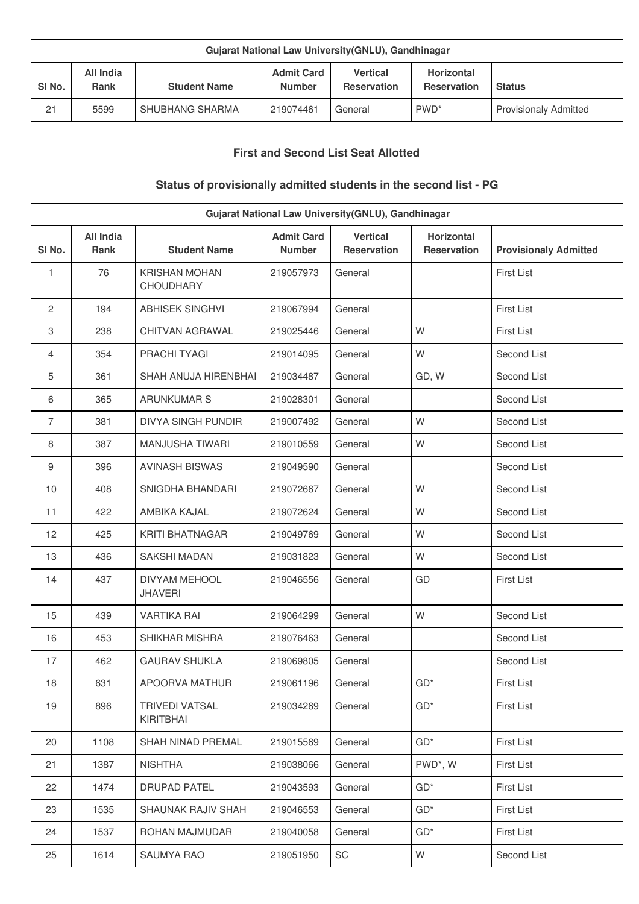| Gujarat National Law University(GNLU), Gandhinagar | | | | | | |
|---|---|---|---|---|---|---|
| Sl No. | All India Rank | Student Name | Admit Card Number | Vertical Reservation | Horizontal Reservation | Status |
| 21 | 5599 | SHUBHANG SHARMA | 219074461 | General | PWD* | Provisionaly Admitted |

### First and Second List Seat Allotted

### Status of provisionally admitted students in the second list - PG

| Gujarat National Law University(GNLU), Gandhinagar | | | | | | |
|---|---|---|---|---|---|---|
| Sl No. | All India Rank | Student Name | Admit Card Number | Vertical Reservation | Horizontal Reservation | Provisionaly Admitted |
| 1 | 76 | KRISHAN MOHAN CHOUDHARY | 219057973 | General | | First List |
| 2 | 194 | ABHISEK SINGHVI | 219067994 | General | | First List |
| 3 | 238 | CHITVAN AGRAWAL | 219025446 | General | W | First List |
| 4 | 354 | PRACHI TYAGI | 219014095 | General | W | Second List |
| 5 | 361 | SHAH ANUJA HIRENBHAI | 219034487 | General | GD, W | Second List |
| 6 | 365 | ARUNKUMAR S | 219028301 | General | | Second List |
| 7 | 381 | DIVYA SINGH PUNDIR | 219007492 | General | W | Second List |
| 8 | 387 | MANJUSHA TIWARI | 219010559 | General | W | Second List |
| 9 | 396 | AVINASH BISWAS | 219049590 | General | | Second List |
| 10 | 408 | SNIGDHA BHANDARI | 219072667 | General | W | Second List |
| 11 | 422 | AMBIKA KAJAL | 219072624 | General | W | Second List |
| 12 | 425 | KRITI BHATNAGAR | 219049769 | General | W | Second List |
| 13 | 436 | SAKSHI MADAN | 219031823 | General | W | Second List |
| 14 | 437 | DIVYAM MEHOOL JHAVERI | 219046556 | General | GD | First List |
| 15 | 439 | VARTIKA RAI | 219064299 | General | W | Second List |
| 16 | 453 | SHIKHAR MISHRA | 219076463 | General | | Second List |
| 17 | 462 | GAURAV SHUKLA | 219069805 | General | | Second List |
| 18 | 631 | APOORVA MATHUR | 219061196 | General | GD* | First List |
| 19 | 896 | TRIVEDI VATSAL KIRITBHAI | 219034269 | General | GD* | First List |
| 20 | 1108 | SHAH NINAD PREMAL | 219015569 | General | GD* | First List |
| 21 | 1387 | NISHTHA | 219038066 | General | PWD*, W | First List |
| 22 | 1474 | DRUPAD PATEL | 219043593 | General | GD* | First List |
| 23 | 1535 | SHAUNAK RAJIV SHAH | 219046553 | General | GD* | First List |
| 24 | 1537 | ROHAN MAJMUDAR | 219040058 | General | GD* | First List |
| 25 | 1614 | SAUMYA RAO | 219051950 | SC | W | Second List |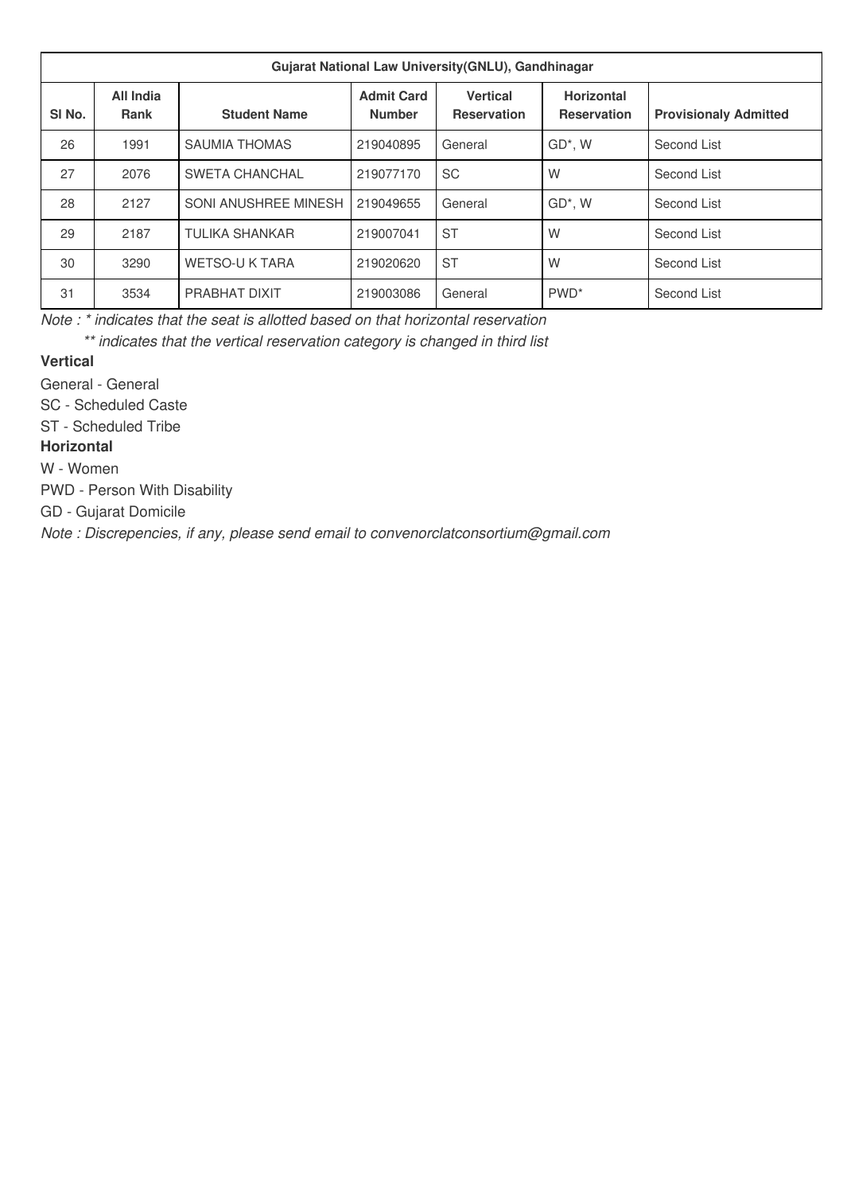| Gujarat National Law University(GNLU), Gandhinagar | | | | | | |
|---|---|---|---|---|---|---|
| Sl No. | All India Rank | Student Name | Admit Card Number | Vertical Reservation | Horizontal Reservation | Provisionaly Admitted |
| 26 | 1991 | SAUMIA THOMAS | 219040895 | General | GD*, W | Second List |
| 27 | 2076 | SWETA CHANCHAL | 219077170 | SC | W | Second List |
| 28 | 2127 | SONI ANUSHREE MINESH | 219049655 | General | GD*, W | Second List |
| 29 | 2187 | TULIKA SHANKAR | 219007041 | ST | W | Second List |
| 30 | 3290 | WETSO-U K TARA | 219020620 | ST | W | Second List |
| 31 | 3534 | PRABHAT DIXIT | 219003086 | General | PWD* | Second List |

*Note : * indicates that the seat is allotted based on that horizontal reservation*

*** indicates that the vertical reservation category is changed in third list*

**Vertical**

General - General

SC - Scheduled Caste

ST - Scheduled Tribe

**Horizontal**

W - Women

PWD - Person With Disability

GD - Gujarat Domicile

*Note : Discrepencies, if any, please send email to convenorclatconsortium@gmail.com*